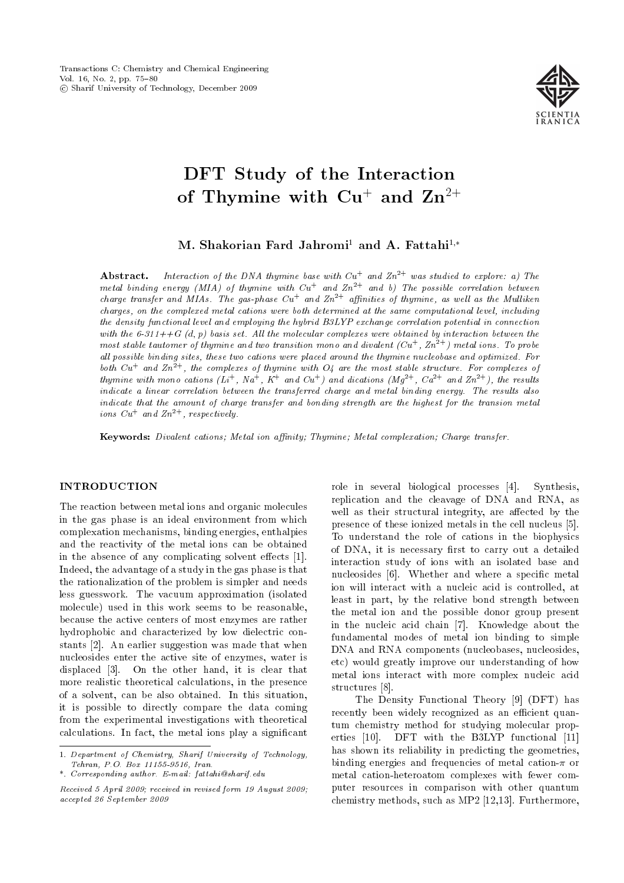# DFT Study of the Interaction of Thymine with $Cu^+$ and $Zn^{2+}$

**M. Shakorian Fard Jahromi[1] and A. Fattahi[1,*]**

**Abstract.** *Interaction of the DNA thymine base with $Cu^+$ and $Zn^{2+}$ was studied to explore: a) The metal binding energy (MIA) of thymine with $Cu^+$ and $Zn^{2+}$ and b) The possible correlation between charge transfer and MIAs. The gas-phase $Cu^+$ and $Zn^{2+}$ affinities of thymine, as well as the Mulliken charges, on the complexed metal cations were both determined at the same computational level, including the density functional level and employing the hybrid B3LYP exchange correlation potential in connection with the 6-311++G (d, p) basis set. All the molecular complexes were obtained by interaction between the most stable tautomer of thymine and two transition mono and divalent ($Cu^+$, $Zn^{2+}$) metal ions. To probe all possible binding sites, these two cations were placed around the thymine nucleobase and optimized. For both $Cu^+$ and $Zn^{2+}$, the complexes of thymine with O4 are the most stable structure. For complexes of thymine with mono cations ($Li^+$, $Na^+$, $K^+$ and $Cu^+$) and dications ($Mg^{2+}$, $Ca^{2+}$ and $Zn^{2+}$), the results indicate a linear correlation between the transferred charge and metal binding energy. The results also indicate that the amount of charge transfer and bonding strength are the highest for the transion metal ions $Cu^+$ and $Zn^{2+}$, respectively.*

**Keywords:** *Divalent cations; Metal ion affinity; Thymine; Metal complexation; Charge transfer.*

## INTRODUCTION

The reaction between metal ions and organic molecules in the gas phase is an ideal environment from which complexation mechanisms, binding energies, enthalpies and the reactivity of the metal ions can be obtained in the absence of any complicating solvent effects [1]. Indeed, the advantage of a study in the gas phase is that the rationalization of the problem is simpler and needs less guesswork. The vacuum approximation (isolated molecule) used in this work seems to be reasonable, because the active centers of most enzymes are rather hydrophobic and characterized by low dielectric constants [2]. An earlier suggestion was made that when nucleosides enter the active site of enzymes, water is displaced [3]. On the other hand, it is clear that more realistic theoretical calculations, in the presence of a solvent, can be also obtained. In this situation, it is possible to directly compare the data coming from the experimental investigations with theoretical calculations. In fact, the metal ions play a significant role in several biological processes [4]. Synthesis, replication and the cleavage of DNA and RNA, as well as their structural integrity, are affected by the presence of these ionized metals in the cell nucleus [5]. To understand the role of cations in the biophysics of DNA, it is necessary first to carry out a detailed interaction study of ions with an isolated base and nucleosides [6]. Whether and where a specific metal ion will interact with a nucleic acid is controlled, at least in part, by the relative bond strength between the metal ion and the possible donor group present in the nucleic acid chain [7]. Knowledge about the fundamental modes of metal ion binding to simple DNA and RNA components (nucleobases, nucleosides, etc) would greatly improve our understanding of how metal ions interact with more complex nucleic acid structures [8].

The Density Functional Theory [9] (DFT) has recently been widely recognized as an efficient quantum chemistry method for studying molecular properties [10]. DFT with the B3LYP functional [11] has shown its reliability in predicting the geometries, binding energies and frequencies of metal cation-$\pi$ or metal cation-heteroatom complexes with fewer computer resources in comparison with other quantum chemistry methods, such as MP2 [12,13]. Furthermore,

1. *Department of Chemistry, Sharif University of Technology, Tehran, P.O. Box 11155-9516, Iran.*

\*. *Corresponding author. E-mail: fattahi@sharif.edu*

*Received 5 April 2009; received in revised form 19 August 2009; accepted 26 September 2009*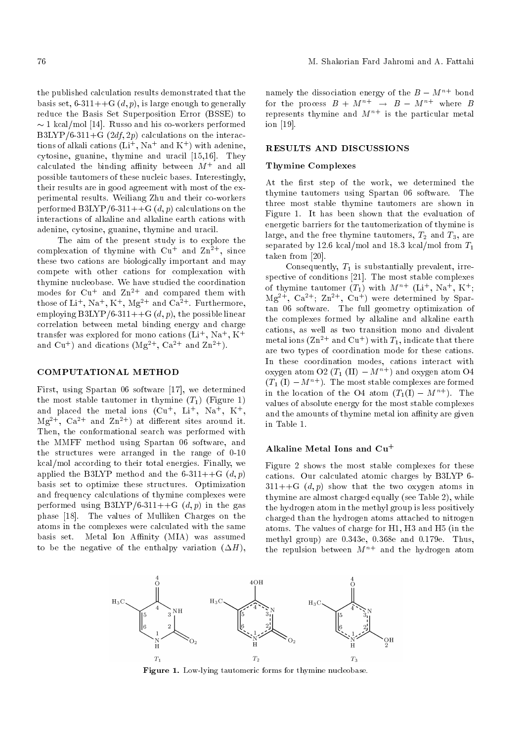the published calculation results demonstrated that the basis set, 6-311++G $(d, p)$, is large enough to generally reduce the Basis Set Superposition Error (BSSE) to $\sim 1$ kcal/mol [14]. Russo and his co-workers performed B3LYP/6-311+G $(2df, 2p)$ calculations on the interactions of alkali cations ($Li^+$, $Na^+$ and $K^+$) with adenine, cytosine, guanine, thymine and uracil [15,16]. They calculated the binding affinity between $M^+$ and all possible tautomers of these nucleic bases. Interestingly, their results are in good agreement with most of the experimental results. Weiliang Zhu and their co-workers performed B3LYP/6-311++G $(d, p)$ calculations on the interactions of alkaline and alkaline earth cations with adenine, cytosine, guanine, thymine and uracil.

The aim of the present study is to explore the complexation of thymine with $Cu^+$ and $Zn^{2+}$, since these two cations are biologically important and may compete with other cations for complexation with thymine nucleobase. We have studied the coordination modes for $Cu^+$ and $Zn^{2+}$ and compared them with those of $Li^+$, $Na^+$, $K^+$, $Mg^{2+}$ and $Ca^{2+}$. Furthermore, employing B3LYP/6-311++G $(d, p)$, the possible linear correlation between metal binding energy and charge transfer was explored for mono cations ($Li^+$, $Na^+$, $K^+$ and $Cu^+$) and dications ($Mg^{2+}$, $Ca^{2+}$ and $Zn^{2+}$).

## COMPUTATIONAL METHOD

First, using Spartan 06 software [17], we determined the most stable tautomer in thymine ($T_1$) (Figure 1) and placed the metal ions ($Cu^+$, $Li^+$, $Na^+$, $K^+$, $Mg^{2+}$, $Ca^{2+}$ and $Zn^{2+}$) at different sites around it. Then, the conformational search was performed with the MMFF method using Spartan 06 software, and the structures were arranged in the range of 0-10 kcal/mol according to their total energies. Finally, we applied the B3LYP method and the 6-311++G $(d, p)$ basis set to optimize these structures. Optimization and frequency calculations of thymine complexes were performed using B3LYP/6-311++G $(d, p)$ in the gas phase [18]. The values of Mulliken Charges on the atoms in the complexes were calculated with the same basis set. Metal Ion Affinity (MIA) was assumed to be the negative of the enthalpy variation ($\Delta H$), namely the dissociation energy of the $B - M^{n+}$ bond for the process $B + M^{n+} \rightarrow B - M^{n+}$ where $B$ represents thymine and $M^{n+}$ is the particular metal ion [19].

## RESULTS AND DISCUSSIONS

### Thymine Complexes

At the first step of the work, we determined the thymine tautomers using Spartan 06 software. The three most stable thymine tautomers are shown in Figure 1. It has been shown that the evaluation of energetic barriers for the tautomerization of thymine is large, and the free thymine tautomers, $T_2$ and $T_3$, are separated by 12.6 kcal/mol and 18.3 kcal/mol from $T_1$ taken from [20].

Consequently, $T_1$ is substantially prevalent, irrespective of conditions [21]. The most stable complexes of thymine tautomer ($T_1$) with $M^{n+}$ ($Li^+$, $Na^+$, $K^+$; $Mg^{2+}$, $Ca^{2+}$; $Zn^{2+}$, $Cu^+$) were determined by Spartan 06 software. The full geometry optimization of the complexes formed by alkaline and alkaline earth cations, as well as two transition mono and divalent metal ions ($Zn^{2+}$ and $Cu^+$) with $T_1$, indicate that there are two types of coordination mode for these cations. In these coordination modes, cations interact with oxygen atom O2 ($T_1$ (II) $- M^{n+}$) and oxygen atom O4 ($T_1$ (I) $- M^{n+}$). The most stable complexes are formed in the location of the O4 atom ($T_1$(I) $- M^{n+}$). The values of absolute energy for the most stable complexes and the amounts of thymine metal ion affinity are given in Table 1.

### Alkaline Metal Ions and $Cu^+$

Figure 2 shows the most stable complexes for these cations. Our calculated atomic charges by B3LYP 6-311++G $(d, p)$ show that the two oxygen atoms in thymine are almost charged equally (see Table 2), while the hydrogen atom in the methyl group is less positively charged than the hydrogen atoms attached to nitrogen atoms. The values of charge for H1, H3 and H5 (in the methyl group) are 0.343e, 0.368e and 0.179e. Thus, the repulsion between $M^{n+}$ and the hydrogen atom

**Figure 1.** Low-lying tautomeric forms for thymine nucleobase.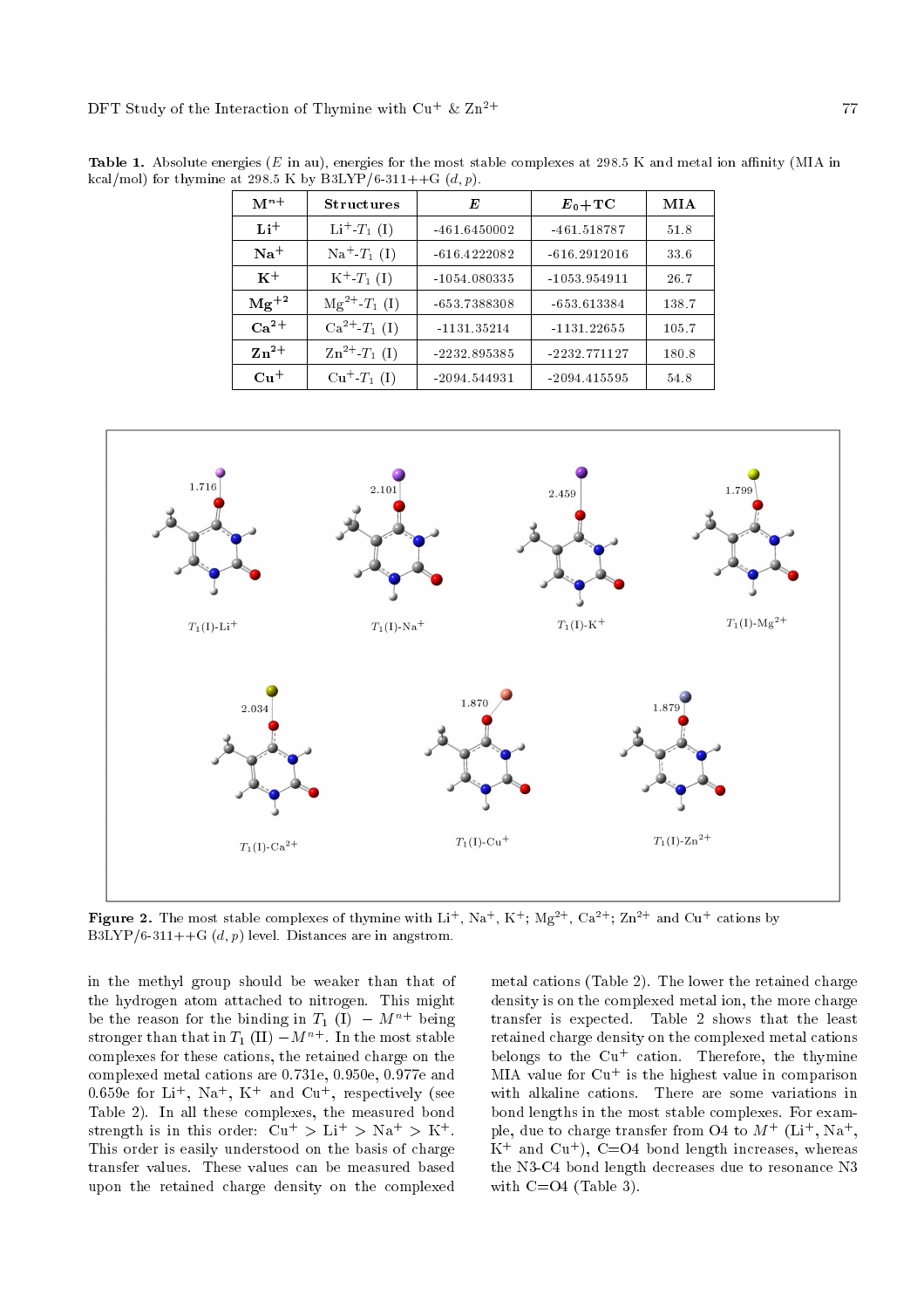**Table 1.** Absolute energies ($E$ in au), energies for the most stable complexes at 298.5 K and metal ion affinity (MIA in kcal/mol) for thymine at 298.5 K by B3LYP/6-311++G $(d, p)$.

| $M^{n+}$ | Structures | $E$ | $E_0$+TC | MIA |
|---|---|---|---|---|
| $Li^+$ | $Li^+$-$T_1$ (I) | -461.6450002 | -461.518787 | 51.8 |
| $Na^+$ | $Na^+$-$T_1$ (I) | -616.4222082 | -616.2912016 | 33.6 |
| $K^+$ | $K^+$-$T_1$ (I) | -1054.080335 | -1053.954911 | 26.7 |
| $Mg^{+2}$ | $Mg^{2+}$-$T_1$ (I) | -653.7388308 | -653.613384 | 138.7 |
| $Ca^{2+}$ | $Ca^{2+}$-$T_1$ (I) | -1131.35214 | -1131.22655 | 105.7 |
| $Zn^{2+}$ | $Zn^{2+}$-$T_1$ (I) | -2232.895385 | -2232.771127 | 180.8 |
| $Cu^+$ | $Cu^+$-$T_1$ (I) | -2094.544931 | -2094.415595 | 54.8 |

**Figure 2.** The most stable complexes of thymine with $Li^+$, $Na^+$, $K^+$; $Mg^{2+}$, $Ca^{2+}$; $Zn^{2+}$ and $Cu^+$ cations by B3LYP/6-311++G $(d, p)$ level. Distances are in angstrom.

in the methyl group should be weaker than that of the hydrogen atom attached to nitrogen. This might be the reason for the binding in $T_1$ (I) $- M^{n+}$ being stronger than that in $T_1$ (II) $- M^{n+}$. In the most stable complexes for these cations, the retained charge on the complexed metal cations are 0.731e, 0.950e, 0.977e and 0.659e for $Li^+$, $Na^+$, $K^+$ and $Cu^+$, respectively (see Table 2). In all these complexes, the measured bond strength is in this order: $Cu^+ > Li^+ > Na^+ > K^+$. This order is easily understood on the basis of charge transfer values. These values can be measured based upon the retained charge density on the complexed metal cations (Table 2). The lower the retained charge density is on the complexed metal ion, the more charge transfer is expected. Table 2 shows that the least retained charge density on the complexed metal cations belongs to the $Cu^+$ cation. Therefore, the thymine MIA value for $Cu^+$ is the highest value in comparison with alkaline cations. There are some variations in bond lengths in the most stable complexes. For example, due to charge transfer from O4 to $M^+$ ($Li^+$, $Na^+$, $K^+$ and $Cu^+$), C=O4 bond length increases, whereas the N3-C4 bond length decreases due to resonance N3 with C=O4 (Table 3).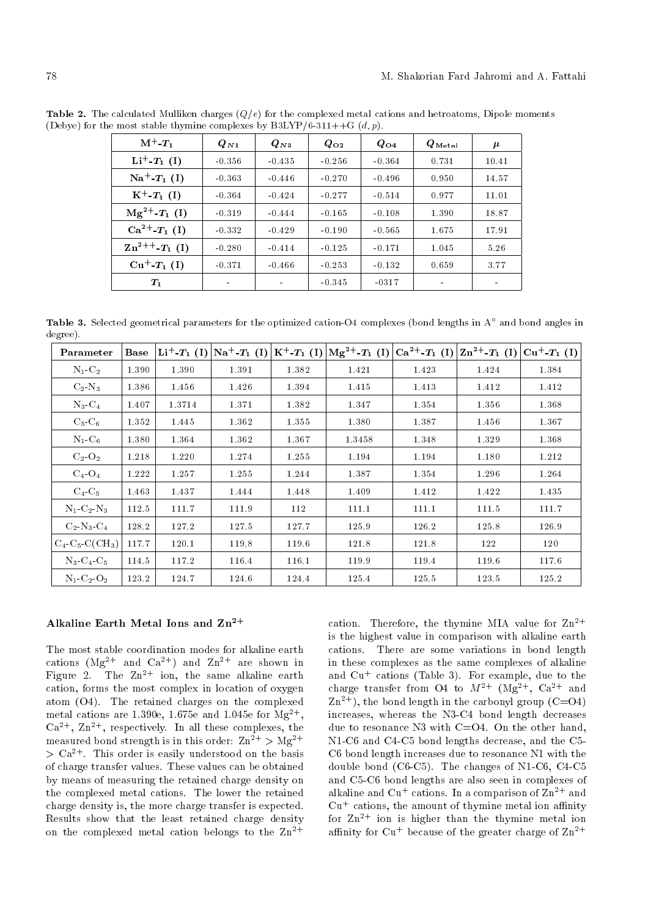**Table 2.** The calculated Mulliken charges ($Q/e$) for the complexed metal cations and hetroatoms, Dipole moments (Debye) for the most stable thymine complexes by B3LYP/6-311++G ($d, p$).

| $M^{+}$-$T_1$ | $Q_{N1}$ | $Q_{N3}$ | $Q_{O2}$ | $Q_{O4}$ | $Q_{Metal}$ | $\mu$ |
|---|---|---|---|---|---|---|
| $Li^{+}$-$T_1$ (I) | -0.356 | -0.435 | -0.256 | -0.364 | 0.731 | 10.41 |
| $Na^{+}$-$T_1$ (I) | -0.363 | -0.446 | -0.270 | -0.496 | 0.950 | 14.57 |
| $K^{+}$-$T_1$ (I) | -0.364 | -0.424 | -0.277 | -0.514 | 0.977 | 11.01 |
| $Mg^{2+}$-$T_1$ (I) | -0.319 | -0.444 | -0.165 | -0.108 | 1.390 | 18.87 |
| $Ca^{2+}$-$T_1$ (I) | -0.332 | -0.429 | -0.190 | -0.565 | 1.675 | 17.91 |
| $Zn^{2++}$-$T_1$ (I) | -0.280 | -0.414 | -0.125 | -0.171 | 1.045 | 5.26 |
| $Cu^{+}$-$T_1$ (I) | -0.371 | -0.466 | -0.253 | -0.132 | 0.659 | 3.77 |
| $T_1$ | - | - | -0.345 | -0317 | - | - |

**Table 3.** Selected geometrical parameters for the optimized cation-O4 complexes (bond lengths in A° and bond angles in degree).

| Parameter | Base | $Li^{+}$-$T_1$ (I) | $Na^{+}$-$T_1$ (I) | $K^{+}$-$T_1$ (I) | $Mg^{2+}$-$T_1$ (I) | $Ca^{2+}$-$T_1$ (I) | $Zn^{2+}$-$T_1$ (I) | $Cu^{+}$-$T_1$ (I) |
|---|---|---|---|---|---|---|---|---|
| $N_1$-$C_2$ | 1.390 | 1.390 | 1.391 | 1.382 | 1.421 | 1.423 | 1.424 | 1.384 |
| $C_2$-$N_3$ | 1.386 | 1.456 | 1.426 | 1.394 | 1.415 | 1.413 | 1.412 | 1.412 |
| $N_3$-$C_4$ | 1.407 | 1.3714 | 1.371 | 1.382 | 1.347 | 1.354 | 1.356 | 1.368 |
| $C_5$-$C_6$ | 1.352 | 1.445 | 1.362 | 1.355 | 1.380 | 1.387 | 1.456 | 1.367 |
| $N_1$-$C_6$ | 1.380 | 1.364 | 1.362 | 1.367 | 1.3458 | 1.348 | 1.329 | 1.368 |
| $C_2$-$O_2$ | 1.218 | 1.220 | 1.274 | 1.255 | 1.194 | 1.194 | 1.180 | 1.212 |
| $C_4$-$O_4$ | 1.222 | 1.257 | 1.255 | 1.244 | 1.387 | 1.354 | 1.296 | 1.264 |
| $C_4$-$C_5$ | 1.463 | 1.437 | 1.444 | 1.448 | 1.409 | 1.412 | 1.422 | 1.435 |
| $N_1$-$C_2$-$N_3$ | 112.5 | 111.7 | 111.9 | 112 | 111.1 | 111.1 | 111.5 | 111.7 |
| $C_2$-$N_3$-$C_4$ | 128.2 | 127.2 | 127.5 | 127.7 | 125.9 | 126.2 | 125.8 | 126.9 |
| $C_4$-$C_5$-$C(CH_3)$ | 117.7 | 120.1 | 119.8 | 119.6 | 121.8 | 121.8 | 122 | 120 |
| $N_3$-$C_4$-$C_5$ | 114.5 | 117.2 | 116.4 | 116.1 | 119.9 | 119.4 | 119.6 | 117.6 |
| $N_1$-$C_2$-$O_2$ | 123.2 | 124.7 | 124.6 | 124.4 | 125.4 | 125.5 | 123.5 | 125.2 |

### Alkaline Earth Metal Ions and $Zn^{2+}$

The most stable coordination modes for alkaline earth cations ($Mg^{2+}$ and $Ca^{2+}$) and $Zn^{2+}$ are shown in Figure 2. The $Zn^{2+}$ ion, the same alkaline earth cation, forms the most complex in location of oxygen atom (O4). The retained charges on the complexed metal cations are 1.390e, 1.675e and 1.045e for $Mg^{2+}$, $Ca^{2+}$, $Zn^{2+}$, respectively. In all these complexes, the measured bond strength is in this order: $Zn^{2+} > Mg^{2+} > Ca^{2+}$. This order is easily understood on the basis of charge transfer values. These values can be obtained by means of measuring the retained charge density on the complexed metal cations. The lower the retained charge density is, the more charge transfer is expected. Results show that the least retained charge density on the complexed metal cation belongs to the $Zn^{2+}$ cation. Therefore, the thymine MIA value for $Zn^{2+}$ is the highest value in comparison with alkaline earth cations. There are some variations in bond length in these complexes as the same complexes of alkaline and $Cu^{+}$ cations (Table 3). For example, due to the charge transfer from O4 to $M^{2+}$ ($Mg^{2+}$, $Ca^{2+}$ and $Zn^{2+}$), the bond length in the carbonyl group (C=O4) increases, whereas the N3-C4 bond length decreases due to resonance N3 with C=O4. On the other hand, N1-C6 and C4-C5 bond lengths decrease, and the C5-C6 bond length increases due to resonance N1 with the double bond (C6-C5). The changes of N1-C6, C4-C5 and C5-C6 bond lengths are also seen in complexes of alkaline and $Cu^{+}$ cations. In a comparison of $Zn^{2+}$ and $Cu^{+}$ cations, the amount of thymine metal ion affinity for $Zn^{2+}$ ion is higher than the thymine metal ion affinity for $Cu^{+}$ because of the greater charge of $Zn^{2+}$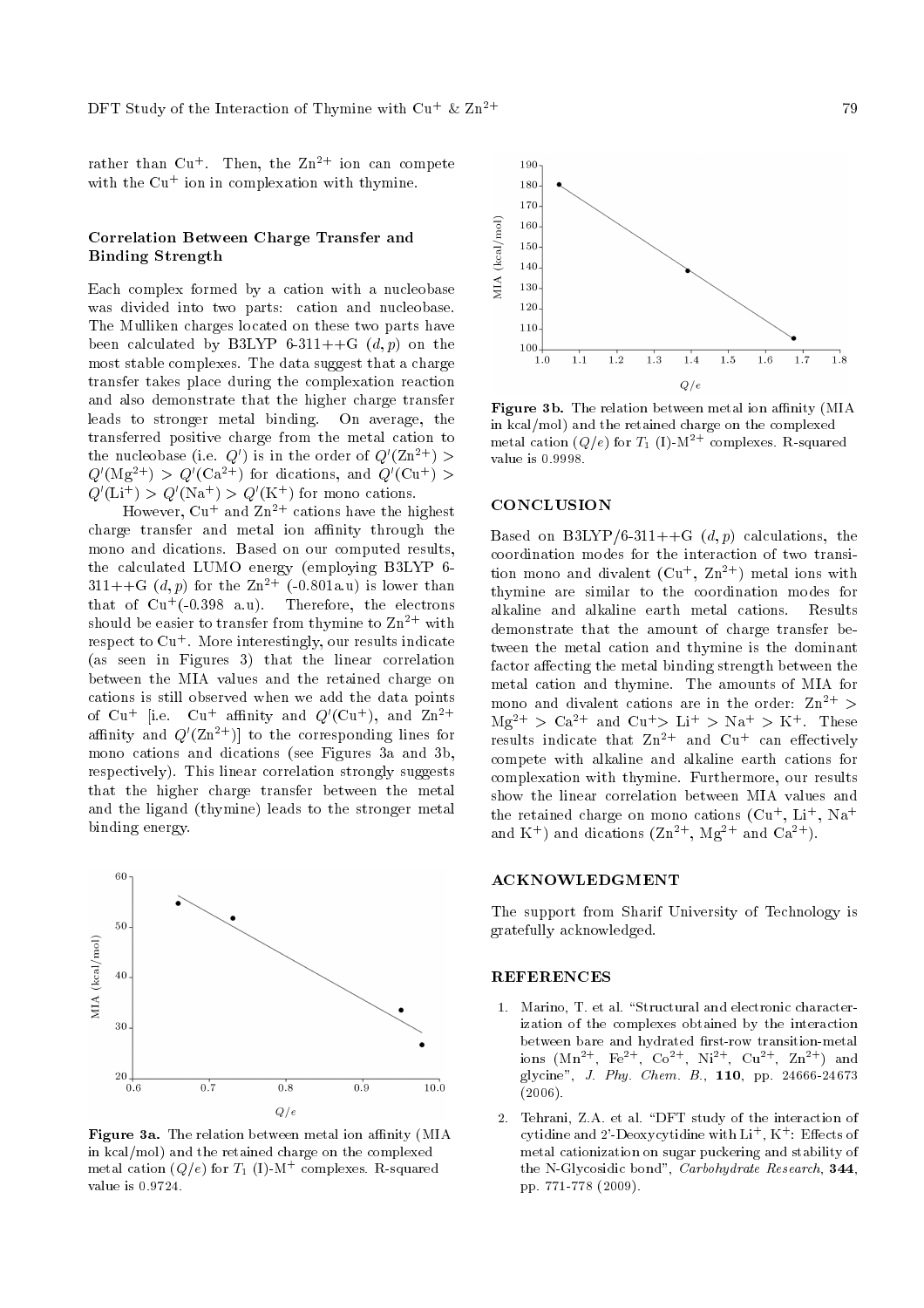rather than $Cu^+$. Then, the $Zn^{2+}$ ion can compete with the $Cu^+$ ion in complexation with thymine.

### Correlation Between Charge Transfer and Binding Strength

Each complex formed by a cation with a nucleobase was divided into two parts: cation and nucleobase. The Mulliken charges located on these two parts have been calculated by B3LYP 6-311++G $(d,p)$ on the most stable complexes. The data suggest that a charge transfer takes place during the complexation reaction and also demonstrate that the higher charge transfer leads to stronger metal binding. On average, the transferred positive charge from the metal cation to the nucleobase (i.e. $Q'$) is in the order of $Q'(Zn^{2+}) > Q'(Mg^{2+}) > Q'(Ca^{2+})$ for dications, and $Q'(Cu^+) > Q'(Li^+) > Q'(Na^+) > Q'(K^+)$ for mono cations.

However, $Cu^+$ and $Zn^{2+}$ cations have the highest charge transfer and metal ion affinity through the mono and dications. Based on our computed results, the calculated LUMO energy (employing B3LYP 6-311++G $(d,p)$ for the $Zn^{2+}$ (-0.801a.u) is lower than that of $Cu^+$(-0.398 a.u). Therefore, the electrons should be easier to transfer from thymine to $Zn^{2+}$ with respect to $Cu^+$. More interestingly, our results indicate (as seen in Figures 3) that the linear correlation between the MIA values and the retained charge on cations is still observed when we add the data points of $Cu^+$ [i.e. $Cu^+$ affinity and $Q'(Cu^+)$, and $Zn^{2+}$ affinity and $Q'(Zn^{2+})$] to the corresponding lines for mono cations and dications (see Figures 3a and 3b, respectively). This linear correlation strongly suggests that the higher charge transfer between the metal and the ligand (thymine) leads to the stronger metal binding energy.

**Figure 3a.** The relation between metal ion affinity (MIA in kcal/mol) and the retained charge on the complexed metal cation $(Q/e)$ for $T_1$ (I)-$M^+$ complexes. R-squared value is 0.9724.

**Figure 3b.** The relation between metal ion affinity (MIA in kcal/mol) and the retained charge on the complexed metal cation $(Q/e)$ for $T_1$ (I)-$M^{2+}$ complexes. R-squared value is 0.9998.

## CONCLUSION

Based on B3LYP/6-311++G $(d,p)$ calculations, the coordination modes for the interaction of two transition mono and divalent ($Cu^+$, $Zn^{2+}$) metal ions with thymine are similar to the coordination modes for alkaline and alkaline earth metal cations. Results demonstrate that the amount of charge transfer between the metal cation and thymine is the dominant factor affecting the metal binding strength between the metal cation and thymine. The amounts of MIA for mono and divalent cations are in the order: $Zn^{2+} > Mg^{2+} > Ca^{2+}$ and $Cu^+ > Li^+ > Na^+ > K^+$. These results indicate that $Zn^{2+}$ and $Cu^+$ can effectively compete with alkaline and alkaline earth cations for complexation with thymine. Furthermore, our results show the linear correlation between MIA values and the retained charge on mono cations ($Cu^+$, $Li^+$, $Na^+$ and $K^+$) and dications ($Zn^{2+}$, $Mg^{2+}$ and $Ca^{2+}$).

## ACKNOWLEDGMENT

The support from Sharif University of Technology is gratefully acknowledged.

## REFERENCES

1. Marino, T. et al. "Structural and electronic characterization of the complexes obtained by the interaction between bare and hydrated first-row transition-metal ions ($Mn^{2+}$, $Fe^{2+}$, $Co^{2+}$, $Ni^{2+}$, $Cu^{2+}$, $Zn^{2+}$) and glycine", *J. Phy. Chem. B.*, **110**, pp. 24666-24673 (2006).

2. Tehrani, Z.A. et al. "DFT study of the interaction of cytidine and 2'-Deoxycytidine with $Li^+$, $K^+$: Effects of metal cationization on sugar puckering and stability of the N-Glycosidic bond", *Carbohydrate Research*, **344**, pp. 771-778 (2009).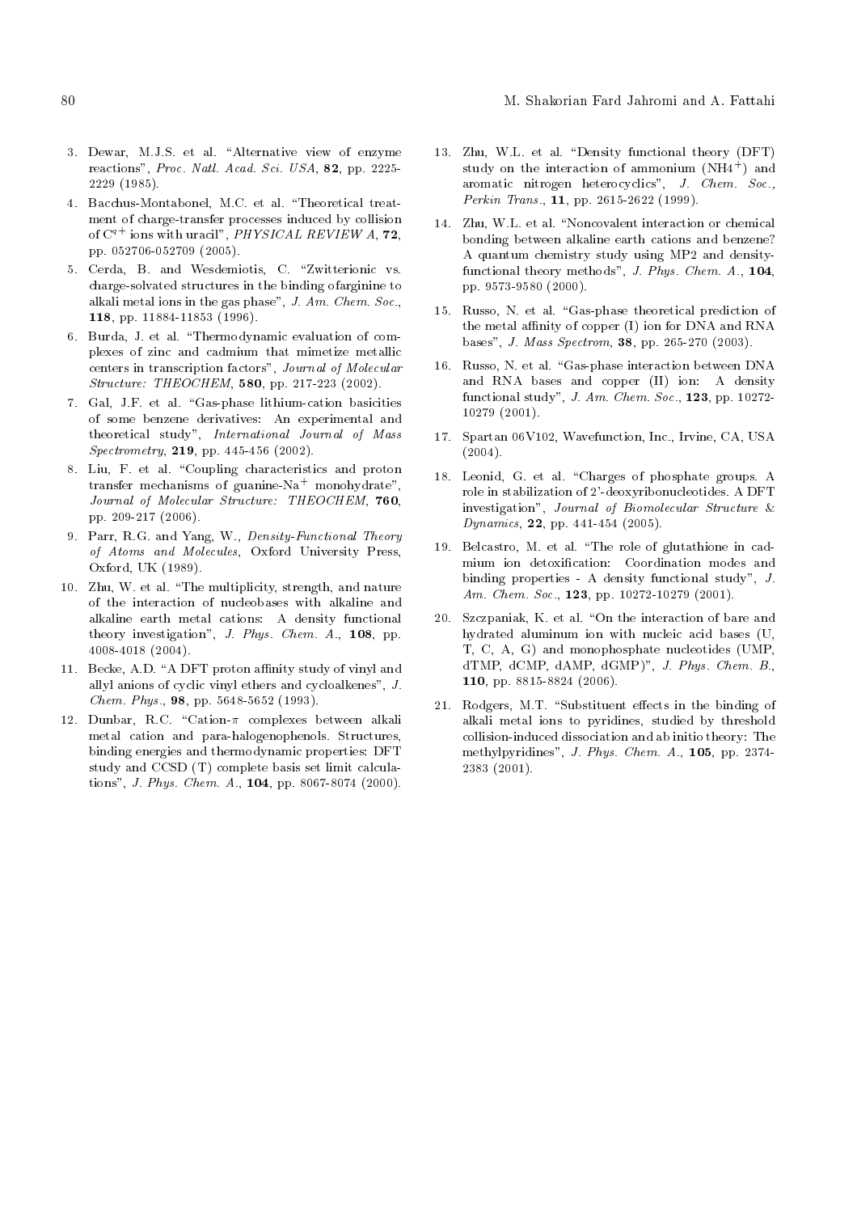3. Dewar, M.J.S. et al. "Alternative view of enzyme reactions", *Proc. Natl. Acad. Sci. USA*, **82**, pp. 2225-2229 (1985).

4. Bacchus-Montabonel, M.C. et al. "Theoretical treatment of charge-transfer processes induced by collision of $C^{q+}$ ions with uracil", *PHYSICAL REVIEW A*, **72**, pp. 052706-052709 (2005).

5. Cerda, B. and Wesdemiotis, C. "Zwitterionic vs. charge-solvated structures in the binding ofarginine to alkali metal ions in the gas phase", *J. Am. Chem. Soc.*, **118**, pp. 11884-11853 (1996).

6. Burda, J. et al. "Thermodynamic evaluation of complexes of zinc and cadmium that mimetize metallic centers in transcription factors", *Journal of Molecular Structure: THEOCHEM*, **580**, pp. 217-223 (2002).

7. Gal, J.F. et al. "Gas-phase lithium-cation basicities of some benzene derivatives: An experimental and theoretical study", *International Journal of Mass Spectrometry*, **219**, pp. 445-456 (2002).

8. Liu, F. et al. "Coupling characteristics and proton transfer mechanisms of guanine-$Na^{+}$ monohydrate", *Journal of Molecular Structure: THEOCHEM*, **760**, pp. 209-217 (2006).

9. Parr, R.G. and Yang, W., *Density-Functional Theory of Atoms and Molecules*, Oxford University Press, Oxford, UK (1989).

10. Zhu, W. et al. "The multiplicity, strength, and nature of the interaction of nucleobases with alkaline and alkaline earth metal cations: A density functional theory investigation", *J. Phys. Chem. A.*, **108**, pp. 4008-4018 (2004).

11. Becke, A.D. "A DFT proton affinity study of vinyl and allyl anions of cyclic vinyl ethers and cycloalkenes", *J. Chem. Phys.*, **98**, pp. 5648-5652 (1993).

12. Dunbar, R.C. "Cation-$\pi$ complexes between alkali metal cation and para-halogenophenols. Structures, binding energies and thermodynamic properties: DFT study and CCSD (T) complete basis set limit calculations", *J. Phys. Chem. A.*, **104**, pp. 8067-8074 (2000).

13. Zhu, W.L. et al. "Density functional theory (DFT) study on the interaction of ammonium ($NH4^{+}$) and aromatic nitrogen heterocyclics", *J. Chem. Soc., Perkin Trans.*, **11**, pp. 2615-2622 (1999).

14. Zhu, W.L. et al. "Noncovalent interaction or chemical bonding between alkaline earth cations and benzene? A quantum chemistry study using MP2 and density-functional theory methods", *J. Phys. Chem. A.*, **104**, pp. 9573-9580 (2000).

15. Russo, N. et al. "Gas-phase theoretical prediction of the metal affinity of copper (I) ion for DNA and RNA bases", *J. Mass Spectrom*, **38**, pp. 265-270 (2003).

16. Russo, N. et al. "Gas-phase interaction between DNA and RNA bases and copper (II) ion: A density functional study", *J. Am. Chem. Soc.*, **123**, pp. 10272-10279 (2001).

17. Spartan 06V102, Wavefunction, Inc., Irvine, CA, USA (2004).

18. Leonid, G. et al. "Charges of phosphate groups. A role in stabilization of 2'-deoxyribonucleotides. A DFT investigation", *Journal of Biomolecular Structure & Dynamics*, **22**, pp. 441-454 (2005).

19. Belcastro, M. et al. "The role of glutathione in cadmium ion detoxification: Coordination modes and binding properties - A density functional study", *J. Am. Chem. Soc.*, **123**, pp. 10272-10279 (2001).

20. Szczpaniak, K. et al. "On the interaction of bare and hydrated aluminum ion with nucleic acid bases (U, T, C, A, G) and monophosphate nucleotides (UMP, dTMP, dCMP, dAMP, dGMP)", *J. Phys. Chem. B.*, **110**, pp. 8815-8824 (2006).

21. Rodgers, M.T. "Substituent effects in the binding of alkali metal ions to pyridines, studied by threshold collision-induced dissociation and ab initio theory: The methylpyridines", *J. Phys. Chem. A.*, **105**, pp. 2374-2383 (2001).